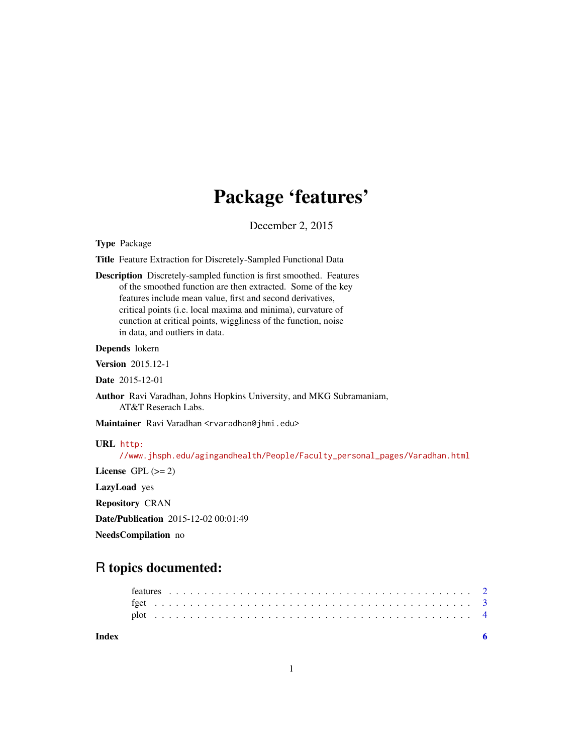# Package 'features'

December 2, 2015

**Type** Package

**Title** Feature Extraction for Discretely-Sampled Functional Data

**Description** Discretely-sampled function is first smoothed. Features of the smoothed function are then extracted. Some of the key features include mean value, first and second derivatives, critical points (i.e. local maxima and minima), curvature of cunction at critical points, wiggliness of the function, noise in data, and outliers in data.

**Depends** lokern

**Version** 2015.12-1

**Date** 2015-12-01

**Author** Ravi Varadhan, Johns Hopkins University, and MKG Subramaniam, AT&T Reserach Labs.

**Maintainer** Ravi Varadhan <rvaradhan@jhmi.edu>

**URL** http://www.jhsph.edu/agingandhealth/People/Faculty_personal_pages/Varadhan.html

**License** GPL (>= 2)

**LazyLoad** yes

**Repository** CRAN

**Date/Publication** 2015-12-02 00:01:49

**NeedsCompilation** no

## R topics documented:

- features . . . . . . . . . . . . . . . . . . . . . . . . . . . . . . . . . . . . . . . . . 2
- fget . . . . . . . . . . . . . . . . . . . . . . . . . . . . . . . . . . . . . . . . . . . . 3
- plot . . . . . . . . . . . . . . . . . . . . . . . . . . . . . . . . . . . . . . . . . . . . 4

**Index** **6**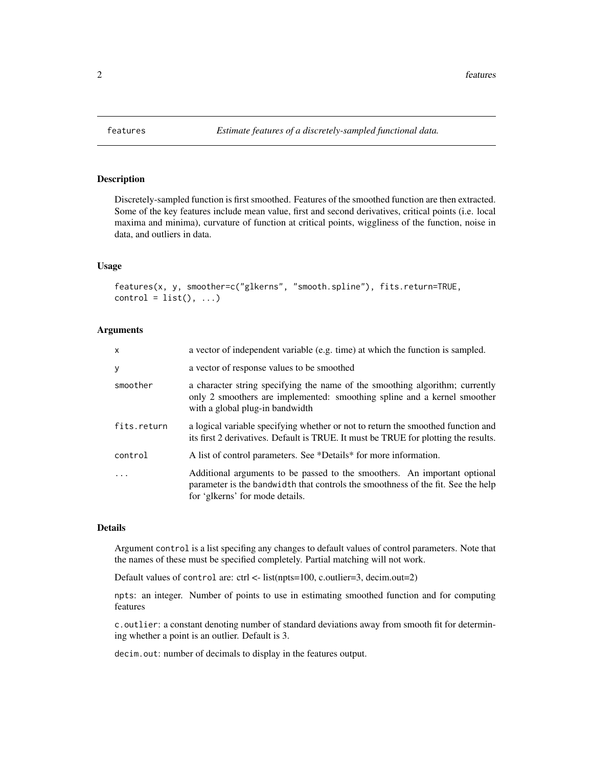# features — *Estimate features of a discretely-sampled functional data.*

## Description

Discretely-sampled function is first smoothed. Features of the smoothed function are then extracted. Some of the key features include mean value, first and second derivatives, critical points (i.e. local maxima and minima), curvature of function at critical points, wiggliness of the function, noise in data, and outliers in data.

## Usage

```
features(x, y, smoother=c("glkerns", "smooth.spline"), fits.return=TRUE,
control = list(), ...)
```

## Arguments

| | |
|---|---|
| `x` | a vector of independent variable (e.g. time) at which the function is sampled. |
| `y` | a vector of response values to be smoothed |
| `smoother` | a character string specifying the name of the smoothing algorithm; currently only 2 smoothers are implemented: smoothing spline and a kernel smoother with a global plug-in bandwidth |
| `fits.return` | a logical variable specifying whether or not to return the smoothed function and its first 2 derivatives. Default is TRUE. It must be TRUE for plotting the results. |
| `control` | A list of control parameters. See *Details* for more information. |
| `...` | Additional arguments to be passed to the smoothers. An important optional parameter is the `bandwidth` that controls the smoothness of the fit. See the help for 'glkerns' for mode details. |

## Details

Argument `control` is a list specifing any changes to default values of control parameters. Note that the names of these must be specified completely. Partial matching will not work.

Default values of `control` are: ctrl <- list(npts=100, c.outlier=3, decim.out=2)

`npts`: an integer. Number of points to use in estimating smoothed function and for computing features

`c.outlier`: a constant denoting number of standard deviations away from smooth fit for determining whether a point is an outlier. Default is 3.

`decim.out`: number of decimals to display in the features output.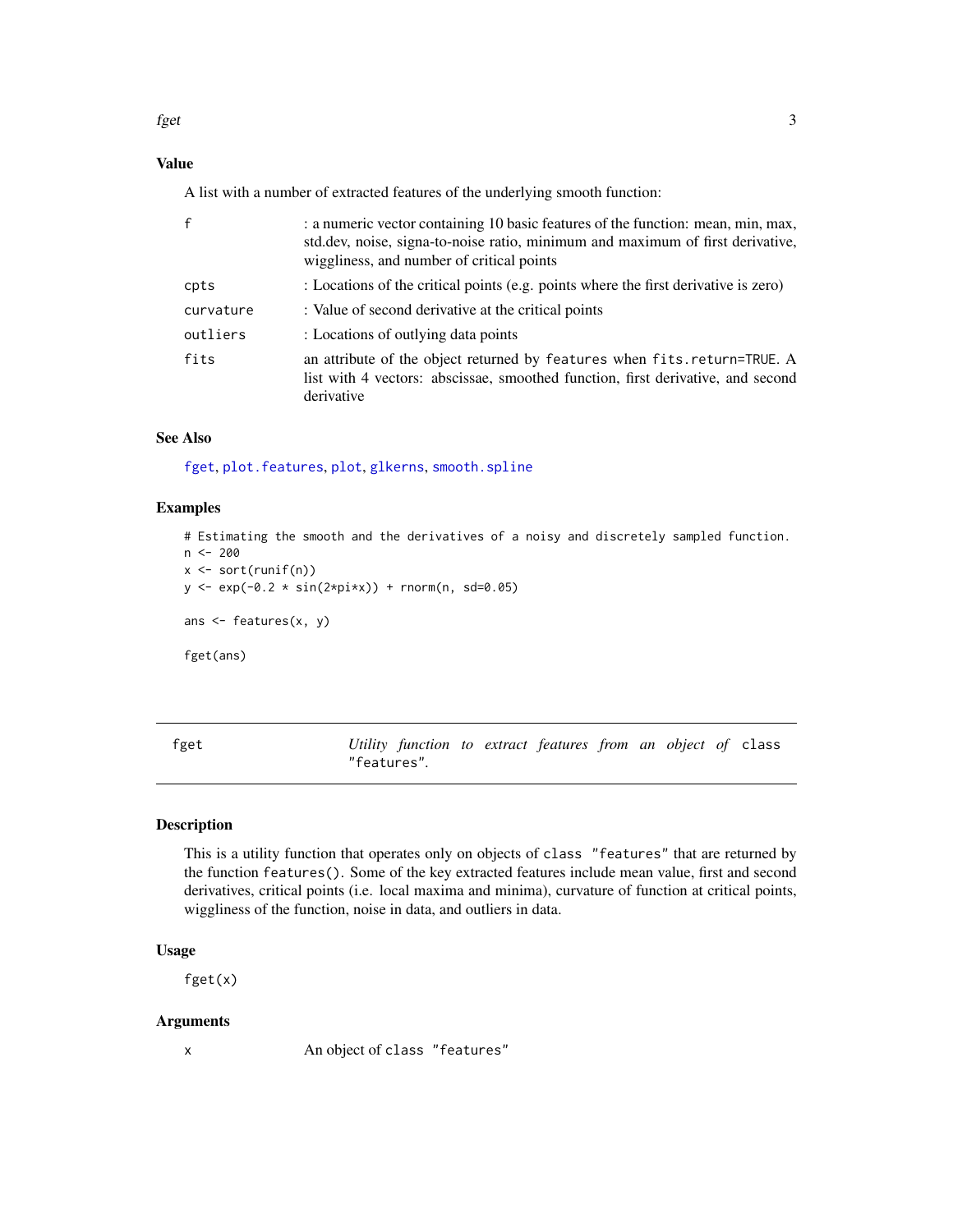## Value

A list with a number of extracted features of the underlying smooth function:

| | |
|---|---|
| `f` | : a numeric vector containing 10 basic features of the function: mean, min, max, std.dev, noise, signa-to-noise ratio, minimum and maximum of first derivative, wiggliness, and number of critical points |
| `cpts` | : Locations of the critical points (e.g. points where the first derivative is zero) |
| `curvature` | : Value of second derivative at the critical points |
| `outliers` | : Locations of outlying data points |
| `fits` | an attribute of the object returned by `features` when `fits.return=TRUE`. A list with 4 vectors: abscissae, smoothed function, first derivative, and second derivative |

## See Also

`fget`, `plot.features`, `plot`, `glkerns`, `smooth.spline`

## Examples

```
# Estimating the smooth and the derivatives of a noisy and discretely sampled function.
n <- 200
x <- sort(runif(n))
y <- exp(-0.2 * sin(2*pi*x)) + rnorm(n, sd=0.05)

ans <- features(x, y)

fget(ans)
```

---

# fget — *Utility function to extract features from an object of* `class "features"`.

## Description

This is a utility function that operates only on objects of `class "features"` that are returned by the function `features()`. Some of the key extracted features include mean value, first and second derivatives, critical points (i.e. local maxima and minima), curvature of function at critical points, wiggliness of the function, noise in data, and outliers in data.

## Usage

```
fget(x)
```

## Arguments

| | |
|---|---|
| `x` | An object of `class "features"` |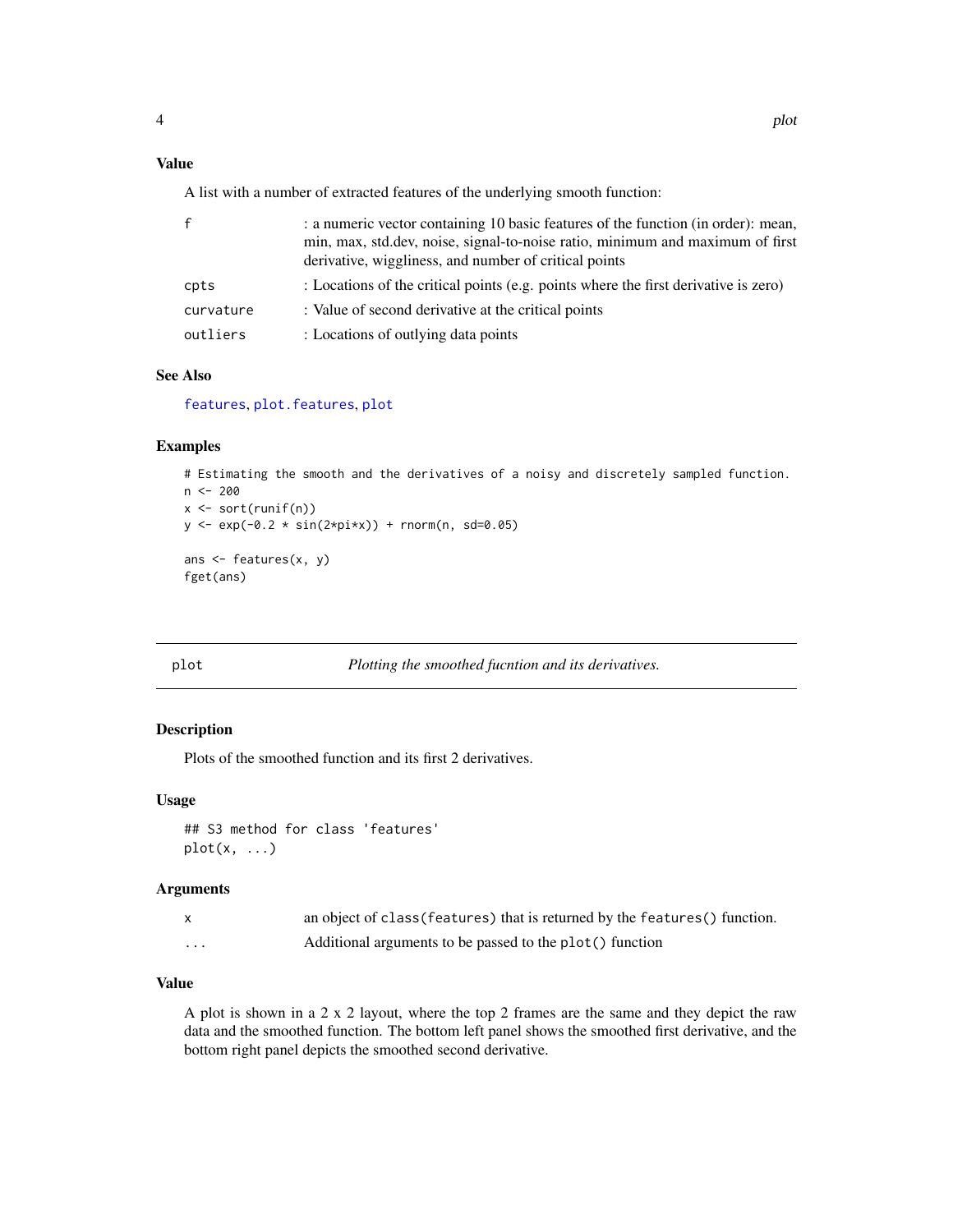### Value

A list with a number of extracted features of the underlying smooth function:

| | |
|---|---|
| `f` | : a numeric vector containing 10 basic features of the function (in order): mean, min, max, std.dev, noise, signal-to-noise ratio, minimum and maximum of first derivative, wiggliness, and number of critical points |
| `cpts` | : Locations of the critical points (e.g. points where the first derivative is zero) |
| `curvature` | : Value of second derivative at the critical points |
| `outliers` | : Locations of outlying data points |

### See Also

`features`, `plot.features`, `plot`

### Examples

```
# Estimating the smooth and the derivatives of a noisy and discretely sampled function.
n <- 200
x <- sort(runif(n))
y <- exp(-0.2 * sin(2*pi*x)) + rnorm(n, sd=0.05)

ans <- features(x, y)
fget(ans)
```

---

## plot — *Plotting the smoothed fucntion and its derivatives.*

### Description

Plots of the smoothed function and its first 2 derivatives.

### Usage

```
## S3 method for class 'features'
plot(x, ...)
```

### Arguments

| | |
|---|---|
| `x` | an object of `class(features)` that is returned by the `features()` function. |
| `...` | Additional arguments to be passed to the `plot()` function |

### Value

A plot is shown in a 2 x 2 layout, where the top 2 frames are the same and they depict the raw data and the smoothed function. The bottom left panel shows the smoothed first derivative, and the bottom right panel depicts the smoothed second derivative.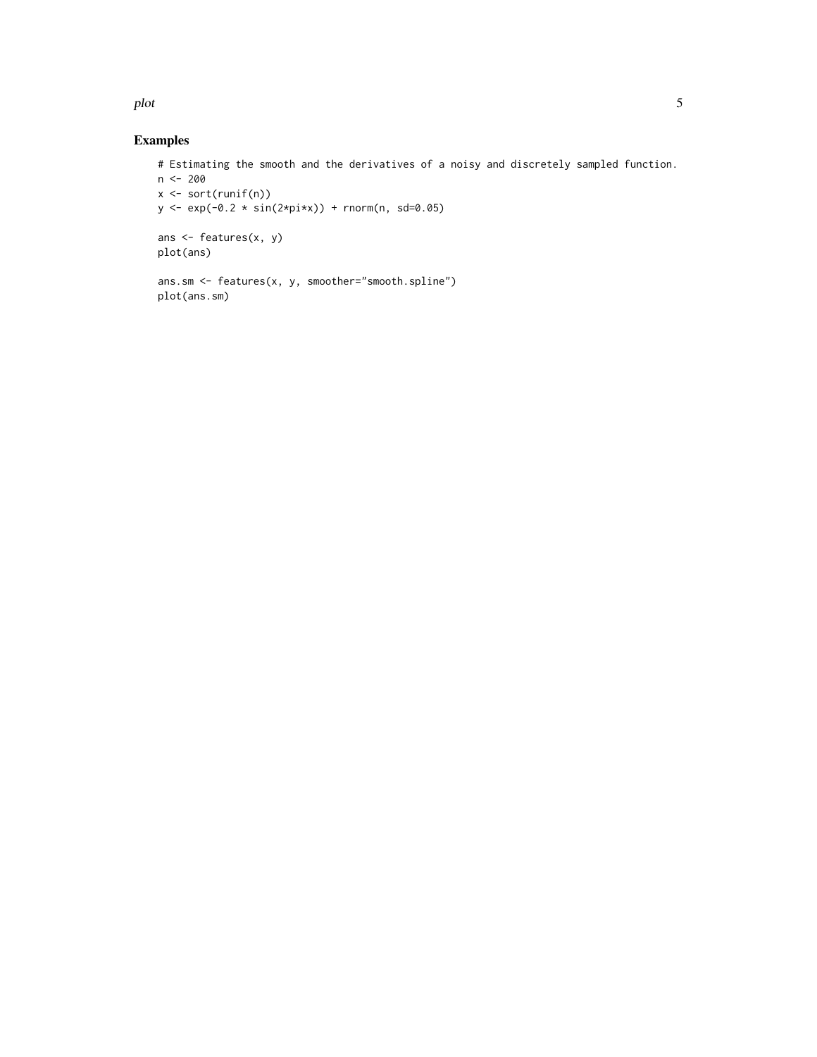## Examples

```
# Estimating the smooth and the derivatives of a noisy and discretely sampled function.
n <- 200
x <- sort(runif(n))
y <- exp(-0.2 * sin(2*pi*x)) + rnorm(n, sd=0.05)

ans <- features(x, y)
plot(ans)

ans.sm <- features(x, y, smoother="smooth.spline")
plot(ans.sm)
```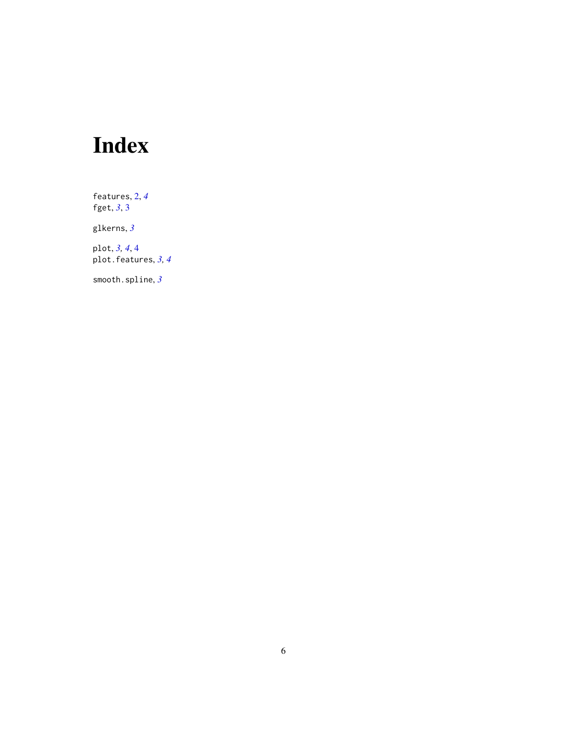# Index

features, 2, *4*
fget, *3*, 3

glkerns, *3*

plot, *3, 4*, 4
plot.features, *3, 4*

smooth.spline, *3*